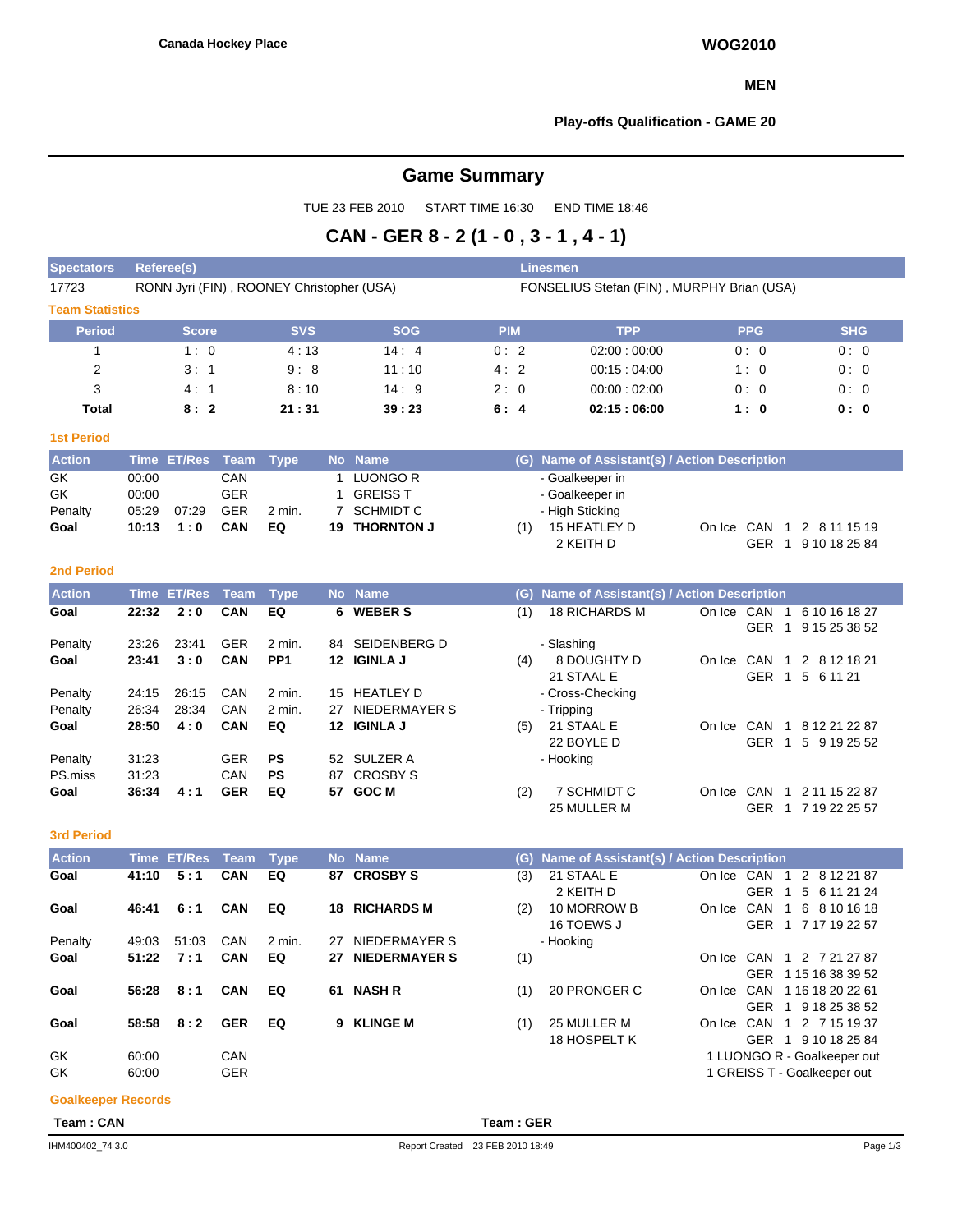Canada Hockey Place

WOG2010

MEN

Play-offs Qualification - GAME 20

# Game Summary

TUE 23 FEB 2010 START TIME 16:30 END TIME 18:46

## CAN - GER 8 - 2 (1 - 0 , 3 - 1 , 4 - 1)

| Spectators | Referee(s) | Linesmen |
|---|---|---|
| 17723 | RONN Jyri (FIN) , ROONEY Christopher (USA) | FONSELIUS Stefan (FIN) , MURPHY Brian (USA) |

### Team Statistics

| Period | Score | SVS | SOG | PIM | TPP | PPG | SHG |
|---|---|---|---|---|---|---|---|
| 1 | 1 : 0 | 4 : 13 | 14 : 4 | 0 : 2 | 02:00 : 00:00 | 0 : 0 | 0 : 0 |
| 2 | 3 : 1 | 9 : 8 | 11 : 10 | 4 : 2 | 00:15 : 04:00 | 1 : 0 | 0 : 0 |
| 3 | 4 : 1 | 8 : 10 | 14 : 9 | 2 : 0 | 00:00 : 02:00 | 0 : 0 | 0 : 0 |
| **Total** | **8 : 2** | **21 : 31** | **39 : 23** | **6 : 4** | **02:15 : 06:00** | **1 : 0** | **0 : 0** |

### 1st Period

| Action | Time | ET/Res | Team | Type | No | Name | (G) | Name of Assistant(s) / Action Description | On Ice |
|---|---|---|---|---|---|---|---|---|---|
| GK | 00:00 | | CAN | | 1 | LUONGO R | | - Goalkeeper in | |
| GK | 00:00 | | GER | | 1 | GREISS T | | - Goalkeeper in | |
| Penalty | 05:29 | 07:29 | GER | 2 min. | 7 | SCHMIDT C | | - High Sticking | |
| **Goal** | **10:13** | **1 : 0** | **CAN** | **EQ** | **19** | **THORNTON J** | (1) | 15 HEATLEY D<br>2 KEITH D | CAN 1 2 8 11 15 19<br>GER 1 9 10 18 25 84 |

### 2nd Period

| Action | Time | ET/Res | Team | Type | No | Name | (G) | Name of Assistant(s) / Action Description | On Ice |
|---|---|---|---|---|---|---|---|---|---|
| **Goal** | **22:32** | **2 : 0** | **CAN** | **EQ** | **6** | **WEBER S** | (1) | 18 RICHARDS M | CAN 1 6 10 16 18 27<br>GER 1 9 15 25 38 52 |
| Penalty | 23:26 | 23:41 | GER | 2 min. | 84 | SEIDENBERG D | | - Slashing | |
| **Goal** | **23:41** | **3 : 0** | **CAN** | **PP1** | **12** | **IGINLA J** | (4) | 8 DOUGHTY D<br>21 STAAL E | CAN 1 2 8 12 18 21<br>GER 1 5 6 11 21 |
| Penalty | 24:15 | 26:15 | CAN | 2 min. | 15 | HEATLEY D | | - Cross-Checking | |
| Penalty | 26:34 | 28:34 | CAN | 2 min. | 27 | NIEDERMAYER S | | - Tripping | |
| **Goal** | **28:50** | **4 : 0** | **CAN** | **EQ** | **12** | **IGINLA J** | (5) | 21 STAAL E<br>22 BOYLE D | CAN 1 8 12 21 22 87<br>GER 1 5 9 19 25 52 |
| Penalty | 31:23 | | GER | **PS** | 52 | SULZER A | | - Hooking | |
| PS.miss | 31:23 | | CAN | **PS** | 87 | CROSBY S | | | |
| **Goal** | **36:34** | **4 : 1** | **GER** | **EQ** | **57** | **GOC M** | (2) | 7 SCHMIDT C<br>25 MULLER M | CAN 1 2 11 15 22 87<br>GER 1 7 19 22 25 57 |

### 3rd Period

| Action | Time | ET/Res | Team | Type | No | Name | (G) | Name of Assistant(s) / Action Description | On Ice |
|---|---|---|---|---|---|---|---|---|---|
| **Goal** | **41:10** | **5 : 1** | **CAN** | **EQ** | **87** | **CROSBY S** | (3) | 21 STAAL E<br>2 KEITH D | CAN 1 2 8 12 21 87<br>GER 1 5 6 11 21 24 |
| **Goal** | **46:41** | **6 : 1** | **CAN** | **EQ** | **18** | **RICHARDS M** | (2) | 10 MORROW B<br>16 TOEWS J | CAN 1 6 8 10 16 18<br>GER 1 7 17 19 22 57 |
| Penalty | 49:03 | 51:03 | CAN | 2 min. | 27 | NIEDERMAYER S | | - Hooking | |
| **Goal** | **51:22** | **7 : 1** | **CAN** | **EQ** | **27** | **NIEDERMAYER S** | (1) | | CAN 1 2 7 21 27 87<br>GER 1 15 16 38 39 52 |
| **Goal** | **56:28** | **8 : 1** | **CAN** | **EQ** | **61** | **NASH R** | (1) | 20 PRONGER C | CAN 1 16 18 20 22 61<br>GER 1 9 18 25 38 52 |
| **Goal** | **58:58** | **8 : 2** | **GER** | **EQ** | **9** | **KLINGE M** | (1) | 25 MULLER M<br>18 HOSPELT K | CAN 1 2 7 15 19 37<br>GER 1 9 10 18 25 84 |
| GK | 60:00 | | CAN | | | | | 1 LUONGO R - Goalkeeper out | |
| GK | 60:00 | | GER | | | | | 1 GREISS T - Goalkeeper out | |

### Goalkeeper Records

**Team : CAN** **Team : GER**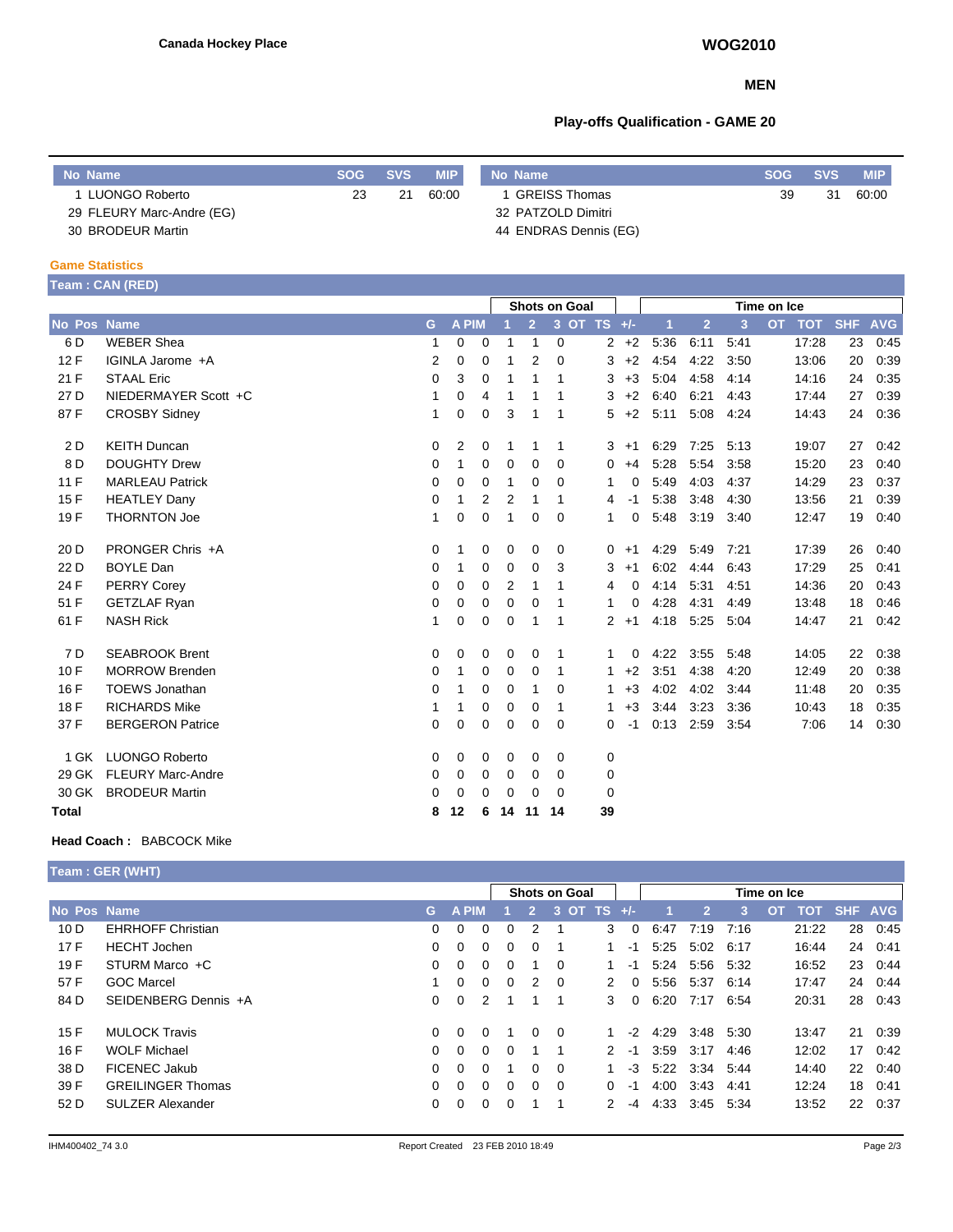**Canada Hockey Place**

**WOG2010**

**MEN**

**Play-offs Qualification - GAME 20**

| No | Name | SOG | SVS | MIP |
|---|---|---|---|---|
| 1 | LUONGO Roberto | 23 | 21 | 60:00 |
| 29 | FLEURY Marc-Andre (EG) | | | |
| 30 | BRODEUR Martin | | | |

| No | Name | SOG | SVS | MIP |
|---|---|---|---|---|
| 1 | GREISS Thomas | 39 | 31 | 60:00 |
| 32 | PATZOLD Dimitri | | | |
| 44 | ENDRAS Dennis (EG) | | | |

## Game Statistics

### Team : CAN (RED)

| | | | | | | Shots on Goal | | | | | | Time on Ice | | | | | | |
|---|---|---|---|---|---|---|---|---|---|---|---|---|---|---|---|---|---|---|
| No | Pos | Name | G | A | PIM | 1 | 2 | 3 | OT | TS | +/- | 1 | 2 | 3 | OT | TOT | SHF | AVG |
| 6 | D | WEBER Shea | 1 | 0 | 0 | 1 | 1 | 0 | | 2 | +2 | 5:36 | 6:11 | 5:41 | | 17:28 | 23 | 0:45 |
| 12 | F | IGINLA Jarome +A | 2 | 0 | 0 | 1 | 2 | 0 | | 3 | +2 | 4:54 | 4:22 | 3:50 | | 13:06 | 20 | 0:39 |
| 21 | F | STAAL Eric | 0 | 3 | 0 | 1 | 1 | 1 | | 3 | +3 | 5:04 | 4:58 | 4:14 | | 14:16 | 24 | 0:35 |
| 27 | D | NIEDERMAYER Scott +C | 1 | 0 | 4 | 1 | 1 | 1 | | 3 | +2 | 6:40 | 6:21 | 4:43 | | 17:44 | 27 | 0:39 |
| 87 | F | CROSBY Sidney | 1 | 0 | 0 | 3 | 1 | 1 | | 5 | +2 | 5:11 | 5:08 | 4:24 | | 14:43 | 24 | 0:36 |
| 2 | D | KEITH Duncan | 0 | 2 | 0 | 1 | 1 | 1 | | 3 | +1 | 6:29 | 7:25 | 5:13 | | 19:07 | 27 | 0:42 |
| 8 | D | DOUGHTY Drew | 0 | 1 | 0 | 0 | 0 | 0 | | 0 | +4 | 5:28 | 5:54 | 3:58 | | 15:20 | 23 | 0:40 |
| 11 | F | MARLEAU Patrick | 0 | 0 | 0 | 1 | 0 | 0 | | 1 | 0 | 5:49 | 4:03 | 4:37 | | 14:29 | 23 | 0:37 |
| 15 | F | HEATLEY Dany | 0 | 1 | 2 | 2 | 1 | 1 | | 4 | -1 | 5:38 | 3:48 | 4:30 | | 13:56 | 21 | 0:39 |
| 19 | F | THORNTON Joe | 1 | 0 | 0 | 1 | 0 | 0 | | 1 | 0 | 5:48 | 3:19 | 3:40 | | 12:47 | 19 | 0:40 |
| 20 | D | PRONGER Chris +A | 0 | 1 | 0 | 0 | 0 | 0 | | 0 | +1 | 4:29 | 5:49 | 7:21 | | 17:39 | 26 | 0:40 |
| 22 | D | BOYLE Dan | 0 | 1 | 0 | 0 | 0 | 3 | | 3 | +1 | 6:02 | 4:44 | 6:43 | | 17:29 | 25 | 0:41 |
| 24 | F | PERRY Corey | 0 | 0 | 0 | 2 | 1 | 1 | | 4 | 0 | 4:14 | 5:31 | 4:51 | | 14:36 | 20 | 0:43 |
| 51 | F | GETZLAF Ryan | 0 | 0 | 0 | 0 | 0 | 1 | | 1 | 0 | 4:28 | 4:31 | 4:49 | | 13:48 | 18 | 0:46 |
| 61 | F | NASH Rick | 1 | 0 | 0 | 0 | 1 | 1 | | 2 | +1 | 4:18 | 5:25 | 5:04 | | 14:47 | 21 | 0:42 |
| 7 | D | SEABROOK Brent | 0 | 0 | 0 | 0 | 0 | 1 | | 1 | 0 | 4:22 | 3:55 | 5:48 | | 14:05 | 22 | 0:38 |
| 10 | F | MORROW Brenden | 0 | 1 | 0 | 0 | 0 | 1 | | 1 | +2 | 3:51 | 4:38 | 4:20 | | 12:49 | 20 | 0:38 |
| 16 | F | TOEWS Jonathan | 0 | 1 | 0 | 0 | 1 | 0 | | 1 | +3 | 4:02 | 4:02 | 3:44 | | 11:48 | 20 | 0:35 |
| 18 | F | RICHARDS Mike | 1 | 1 | 0 | 0 | 0 | 1 | | 1 | +3 | 3:44 | 3:23 | 3:36 | | 10:43 | 18 | 0:35 |
| 37 | F | BERGERON Patrice | 0 | 0 | 0 | 0 | 0 | 0 | | 0 | -1 | 0:13 | 2:59 | 3:54 | | 7:06 | 14 | 0:30 |
| 1 | GK | LUONGO Roberto | 0 | 0 | 0 | 0 | 0 | 0 | | 0 | | | | | | | | |
| 29 | GK | FLEURY Marc-Andre | 0 | 0 | 0 | 0 | 0 | 0 | | 0 | | | | | | | | |
| 30 | GK | BRODEUR Martin | 0 | 0 | 0 | 0 | 0 | 0 | | 0 | | | | | | | | |
| **Total** | | | **8** | **12** | **6** | **14** | **11** | **14** | | **39** | | | | | | | | |

**Head Coach :** BABCOCK Mike

### Team : GER (WHT)

| | | | | | | Shots on Goal | | | | | | Time on Ice | | | | | | |
|---|---|---|---|---|---|---|---|---|---|---|---|---|---|---|---|---|---|---|
| No | Pos | Name | G | A | PIM | 1 | 2 | 3 | OT | TS | +/- | 1 | 2 | 3 | OT | TOT | SHF | AVG |
| 10 | D | EHRHOFF Christian | 0 | 0 | 0 | 0 | 2 | 1 | | 3 | 0 | 6:47 | 7:19 | 7:16 | | 21:22 | 28 | 0:45 |
| 17 | F | HECHT Jochen | 0 | 0 | 0 | 0 | 0 | 1 | | 1 | -1 | 5:25 | 5:02 | 6:17 | | 16:44 | 24 | 0:41 |
| 19 | F | STURM Marco +C | 0 | 0 | 0 | 0 | 1 | 0 | | 1 | -1 | 5:24 | 5:56 | 5:32 | | 16:52 | 23 | 0:44 |
| 57 | F | GOC Marcel | 1 | 0 | 0 | 0 | 2 | 0 | | 2 | 0 | 5:56 | 5:37 | 6:14 | | 17:47 | 24 | 0:44 |
| 84 | D | SEIDENBERG Dennis +A | 0 | 0 | 2 | 1 | 1 | 1 | | 3 | 0 | 6:20 | 7:17 | 6:54 | | 20:31 | 28 | 0:43 |
| 15 | F | MULOCK Travis | 0 | 0 | 0 | 1 | 0 | 0 | | 1 | -2 | 4:29 | 3:48 | 5:30 | | 13:47 | 21 | 0:39 |
| 16 | F | WOLF Michael | 0 | 0 | 0 | 0 | 1 | 1 | | 2 | -1 | 3:59 | 3:17 | 4:46 | | 12:02 | 17 | 0:42 |
| 38 | D | FICENEC Jakub | 0 | 0 | 0 | 1 | 0 | 0 | | 1 | -3 | 5:22 | 3:34 | 5:44 | | 14:40 | 22 | 0:40 |
| 39 | F | GREILINGER Thomas | 0 | 0 | 0 | 0 | 0 | 0 | | 0 | -1 | 4:00 | 3:43 | 4:41 | | 12:24 | 18 | 0:41 |
| 52 | D | SULZER Alexander | 0 | 0 | 0 | 0 | 1 | 1 | | 2 | -4 | 4:33 | 3:45 | 5:34 | | 13:52 | 22 | 0:37 |

IHM400402_74 3.0 Report Created 23 FEB 2010 18:49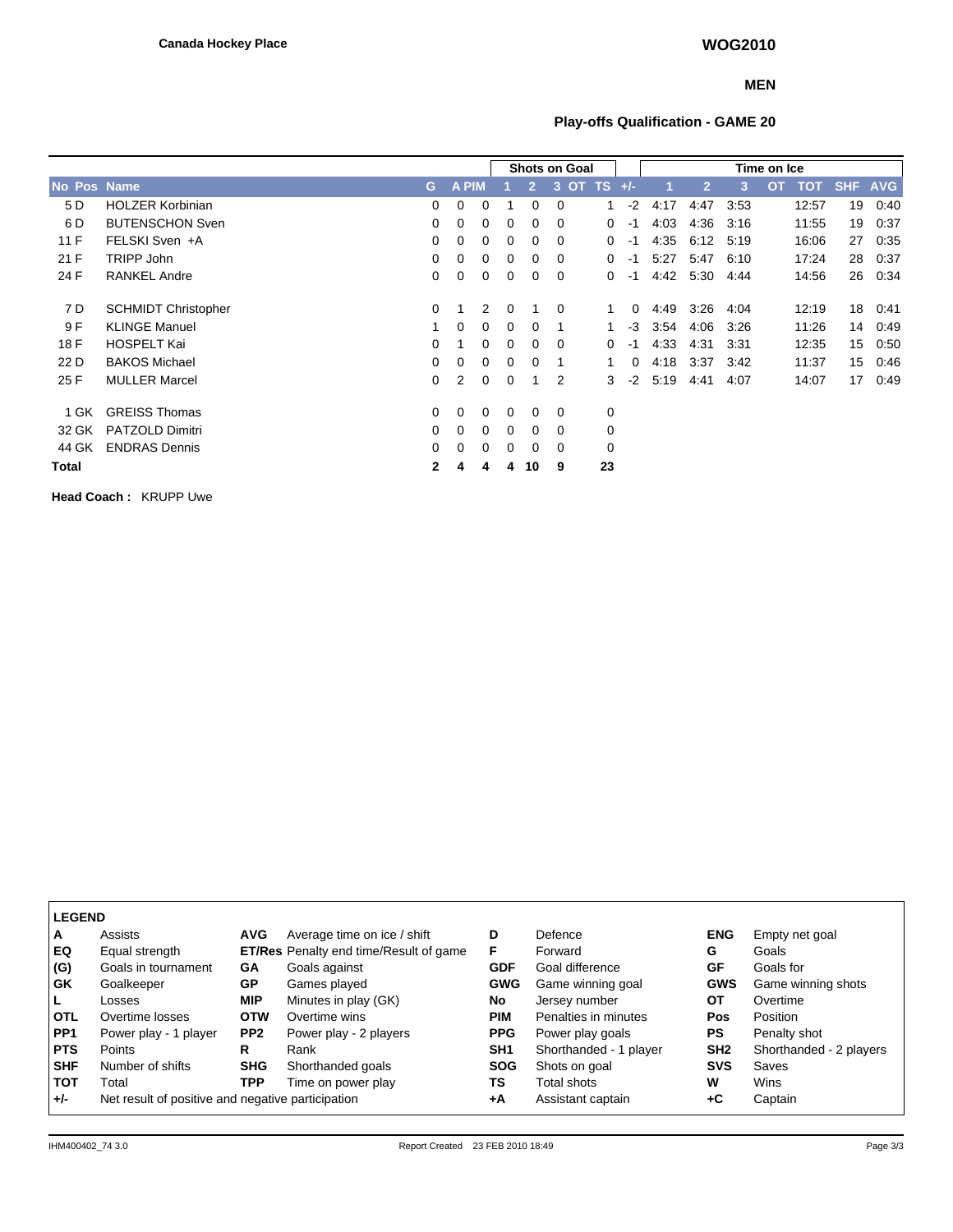**Canada Hockey Place**

**WOG2010**

**MEN**

**Play-offs Qualification - GAME 20**

| | | | | | | Shots on Goal | | | | | | Time on Ice | | | | | | |
|---|---|---|---|---|---|---|---|---|---|---|---|---|---|---|---|---|---|---|
| No | Pos | Name | G | A | PIM | 1 | 2 | 3 | OT | TS | +/- | 1 | 2 | 3 | OT | TOT | SHF | AVG |
| 5 | D | HOLZER Korbinian | 0 | 0 | 0 | 1 | 0 | 0 | | 1 | -2 | 4:17 | 4:47 | 3:53 | | 12:57 | 19 | 0:40 |
| 6 | D | BUTENSCHON Sven | 0 | 0 | 0 | 0 | 0 | 0 | | 0 | -1 | 4:03 | 4:36 | 3:16 | | 11:55 | 19 | 0:37 |
| 11 | F | FELSKI Sven +A | 0 | 0 | 0 | 0 | 0 | 0 | | 0 | -1 | 4:35 | 6:12 | 5:19 | | 16:06 | 27 | 0:35 |
| 21 | F | TRIPP John | 0 | 0 | 0 | 0 | 0 | 0 | | 0 | -1 | 5:27 | 5:47 | 6:10 | | 17:24 | 28 | 0:37 |
| 24 | F | RANKEL Andre | 0 | 0 | 0 | 0 | 0 | 0 | | 0 | -1 | 4:42 | 5:30 | 4:44 | | 14:56 | 26 | 0:34 |
| 7 | D | SCHMIDT Christopher | 0 | 1 | 2 | 0 | 1 | 0 | | 1 | 0 | 4:49 | 3:26 | 4:04 | | 12:19 | 18 | 0:41 |
| 9 | F | KLINGE Manuel | 1 | 0 | 0 | 0 | 0 | 1 | | 1 | -3 | 3:54 | 4:06 | 3:26 | | 11:26 | 14 | 0:49 |
| 18 | F | HOSPELT Kai | 0 | 1 | 0 | 0 | 0 | 0 | | 0 | -1 | 4:33 | 4:31 | 3:31 | | 12:35 | 15 | 0:50 |
| 22 | D | BAKOS Michael | 0 | 0 | 0 | 0 | 0 | 1 | | 1 | 0 | 4:18 | 3:37 | 3:42 | | 11:37 | 15 | 0:46 |
| 25 | F | MULLER Marcel | 0 | 2 | 0 | 0 | 1 | 2 | | 3 | -2 | 5:19 | 4:41 | 4:07 | | 14:07 | 17 | 0:49 |
| 1 | GK | GREISS Thomas | 0 | 0 | 0 | 0 | 0 | 0 | | 0 | | | | | | | | |
| 32 | GK | PATZOLD Dimitri | 0 | 0 | 0 | 0 | 0 | 0 | | 0 | | | | | | | | |
| 44 | GK | ENDRAS Dennis | 0 | 0 | 0 | 0 | 0 | 0 | | 0 | | | | | | | | |
| **Total** | | | **2** | **4** | **4** | **4** | **10** | **9** | | **23** | | | | | | | | |

**Head Coach :** KRUPP Uwe

| LEGEND | | | | | | | |
|---|---|---|---|---|---|---|---|
| **A** | Assists | **AVG** | Average time on ice / shift | **D** | Defence | **ENG** | Empty net goal |
| **EQ** | Equal strength | **ET/Res** | Penalty end time/Result of game | **F** | Forward | **G** | Goals |
| **(G)** | Goals in tournament | **GA** | Goals against | **GDF** | Goal difference | **GF** | Goals for |
| **GK** | Goalkeeper | **GP** | Games played | **GWG** | Game winning goal | **GWS** | Game winning shots |
| **L** | Losses | **MIP** | Minutes in play (GK) | **No** | Jersey number | **OT** | Overtime |
| **OTL** | Overtime losses | **OTW** | Overtime wins | **PIM** | Penalties in minutes | **Pos** | Position |
| **PP1** | Power play - 1 player | **PP2** | Power play - 2 players | **PPG** | Power play goals | **PS** | Penalty shot |
| **PTS** | Points | **R** | Rank | **SH1** | Shorthanded - 1 player | **SH2** | Shorthanded - 2 players |
| **SHF** | Number of shifts | **SHG** | Shorthanded goals | **SOG** | Shots on goal | **SVS** | Saves |
| **TOT** | Total | **TPP** | Time on power play | **TS** | Total shots | **W** | Wins |
| **+/-** | Net result of positive and negative participation | | | **+A** | Assistant captain | **+C** | Captain |

IHM400402_74 3.0 Report Created 23 FEB 2010 18:49